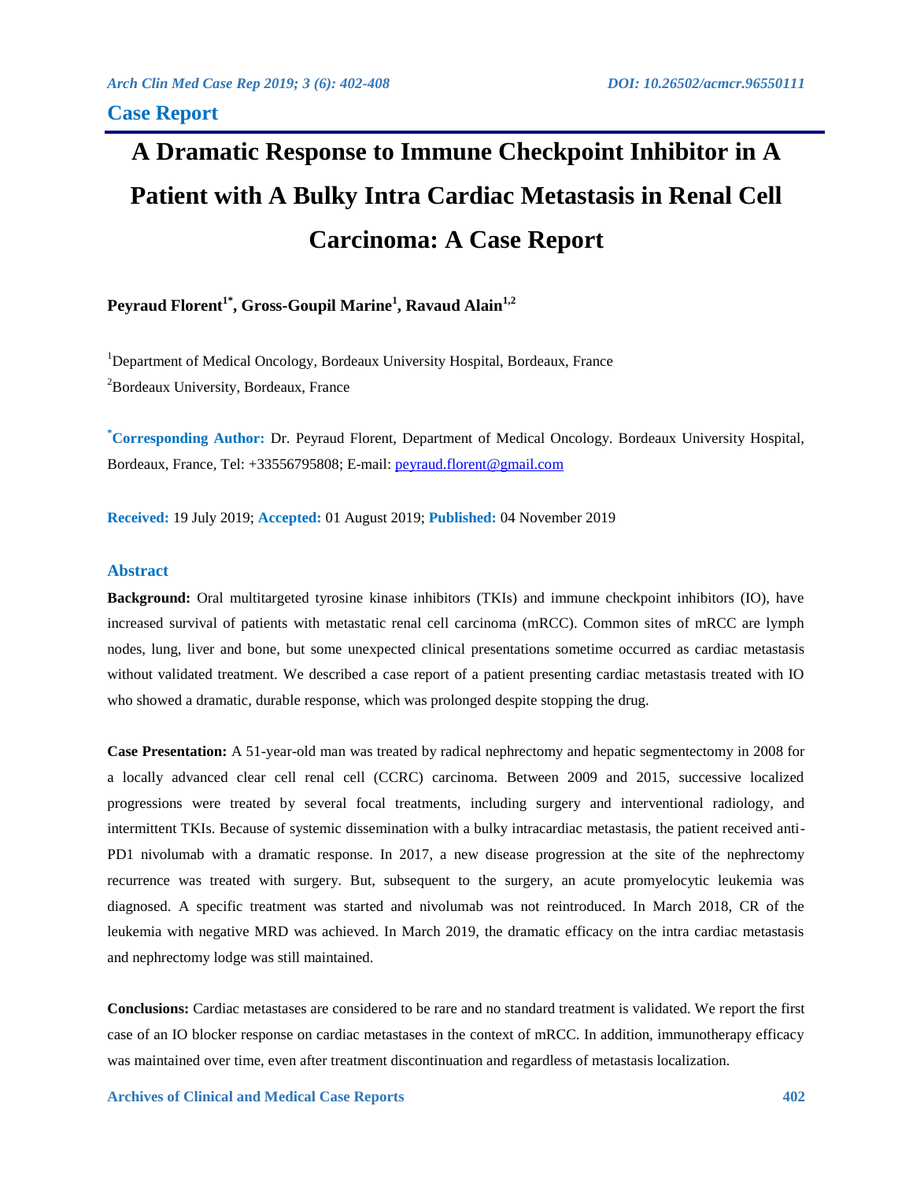**Case Report**

# A Dramatic Response to Immune Checkpoint Inhibitor in A Patient with A Bulky Intra Cardiac Metastasis in Renal Cell Carcinoma: A Case Report

**Peyraud Florent[1*], Gross-Goupil Marine[1], Ravaud Alain[1,2]**

[1]Department of Medical Oncology, Bordeaux University Hospital, Bordeaux, France

[2]Bordeaux University, Bordeaux, France

**[*]Corresponding Author:** Dr. Peyraud Florent, Department of Medical Oncology. Bordeaux University Hospital, Bordeaux, France, Tel: +33556795808; E-mail: peyraud.florent@gmail.com

**Received:** 19 July 2019; **Accepted:** 01 August 2019; **Published:** 04 November 2019

## Abstract

**Background:** Oral multitargeted tyrosine kinase inhibitors (TKIs) and immune checkpoint inhibitors (IO), have increased survival of patients with metastatic renal cell carcinoma (mRCC). Common sites of mRCC are lymph nodes, lung, liver and bone, but some unexpected clinical presentations sometime occurred as cardiac metastasis without validated treatment. We described a case report of a patient presenting cardiac metastasis treated with IO who showed a dramatic, durable response, which was prolonged despite stopping the drug.

**Case Presentation:** A 51-year-old man was treated by radical nephrectomy and hepatic segmentectomy in 2008 for a locally advanced clear cell renal cell (CCRC) carcinoma. Between 2009 and 2015, successive localized progressions were treated by several focal treatments, including surgery and interventional radiology, and intermittent TKIs. Because of systemic dissemination with a bulky intracardiac metastasis, the patient received anti-PD1 nivolumab with a dramatic response. In 2017, a new disease progression at the site of the nephrectomy recurrence was treated with surgery. But, subsequent to the surgery, an acute promyelocytic leukemia was diagnosed. A specific treatment was started and nivolumab was not reintroduced. In March 2018, CR of the leukemia with negative MRD was achieved. In March 2019, the dramatic efficacy on the intra cardiac metastasis and nephrectomy lodge was still maintained.

**Conclusions:** Cardiac metastases are considered to be rare and no standard treatment is validated. We report the first case of an IO blocker response on cardiac metastases in the context of mRCC. In addition, immunotherapy efficacy was maintained over time, even after treatment discontinuation and regardless of metastasis localization.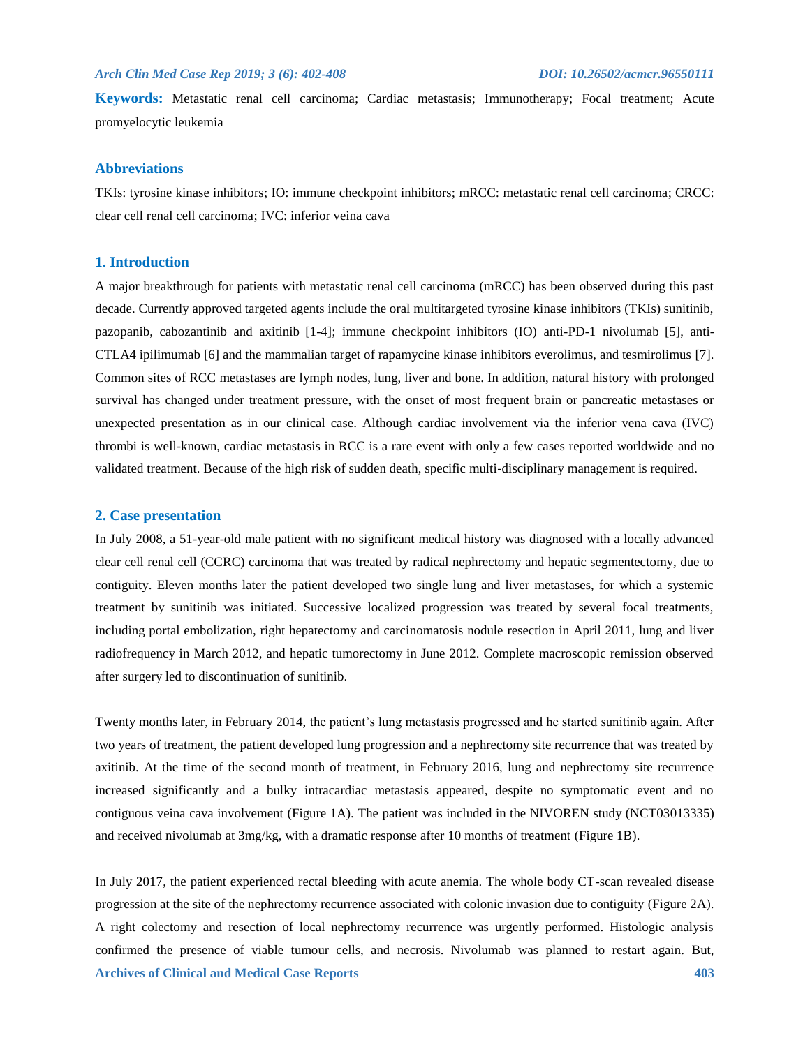**Keywords:** Metastatic renal cell carcinoma; Cardiac metastasis; Immunotherapy; Focal treatment; Acute promyelocytic leukemia

## Abbreviations

TKIs: tyrosine kinase inhibitors; IO: immune checkpoint inhibitors; mRCC: metastatic renal cell carcinoma; CRCC: clear cell renal cell carcinoma; IVC: inferior veina cava

## 1. Introduction

A major breakthrough for patients with metastatic renal cell carcinoma (mRCC) has been observed during this past decade. Currently approved targeted agents include the oral multitargeted tyrosine kinase inhibitors (TKIs) sunitinib, pazopanib, cabozantinib and axitinib [1-4]; immune checkpoint inhibitors (IO) anti-PD-1 nivolumab [5], anti-CTLA4 ipilimumab [6] and the mammalian target of rapamycine kinase inhibitors everolimus, and tesmirolimus [7]. Common sites of RCC metastases are lymph nodes, lung, liver and bone. In addition, natural history with prolonged survival has changed under treatment pressure, with the onset of most frequent brain or pancreatic metastases or unexpected presentation as in our clinical case. Although cardiac involvement via the inferior vena cava (IVC) thrombi is well-known, cardiac metastasis in RCC is a rare event with only a few cases reported worldwide and no validated treatment. Because of the high risk of sudden death, specific multi-disciplinary management is required.

## 2. Case presentation

In July 2008, a 51-year-old male patient with no significant medical history was diagnosed with a locally advanced clear cell renal cell (CCRC) carcinoma that was treated by radical nephrectomy and hepatic segmentectomy, due to contiguity. Eleven months later the patient developed two single lung and liver metastases, for which a systemic treatment by sunitinib was initiated. Successive localized progression was treated by several focal treatments, including portal embolization, right hepatectomy and carcinomatosis nodule resection in April 2011, lung and liver radiofrequency in March 2012, and hepatic tumorectomy in June 2012. Complete macroscopic remission observed after surgery led to discontinuation of sunitinib.

Twenty months later, in February 2014, the patient's lung metastasis progressed and he started sunitinib again. After two years of treatment, the patient developed lung progression and a nephrectomy site recurrence that was treated by axitinib. At the time of the second month of treatment, in February 2016, lung and nephrectomy site recurrence increased significantly and a bulky intracardiac metastasis appeared, despite no symptomatic event and no contiguous veina cava involvement (Figure 1A). The patient was included in the NIVOREN study (NCT03013335) and received nivolumab at 3mg/kg, with a dramatic response after 10 months of treatment (Figure 1B).

In July 2017, the patient experienced rectal bleeding with acute anemia. The whole body CT-scan revealed disease progression at the site of the nephrectomy recurrence associated with colonic invasion due to contiguity (Figure 2A). A right colectomy and resection of local nephrectomy recurrence was urgently performed. Histologic analysis confirmed the presence of viable tumour cells, and necrosis. Nivolumab was planned to restart again. But,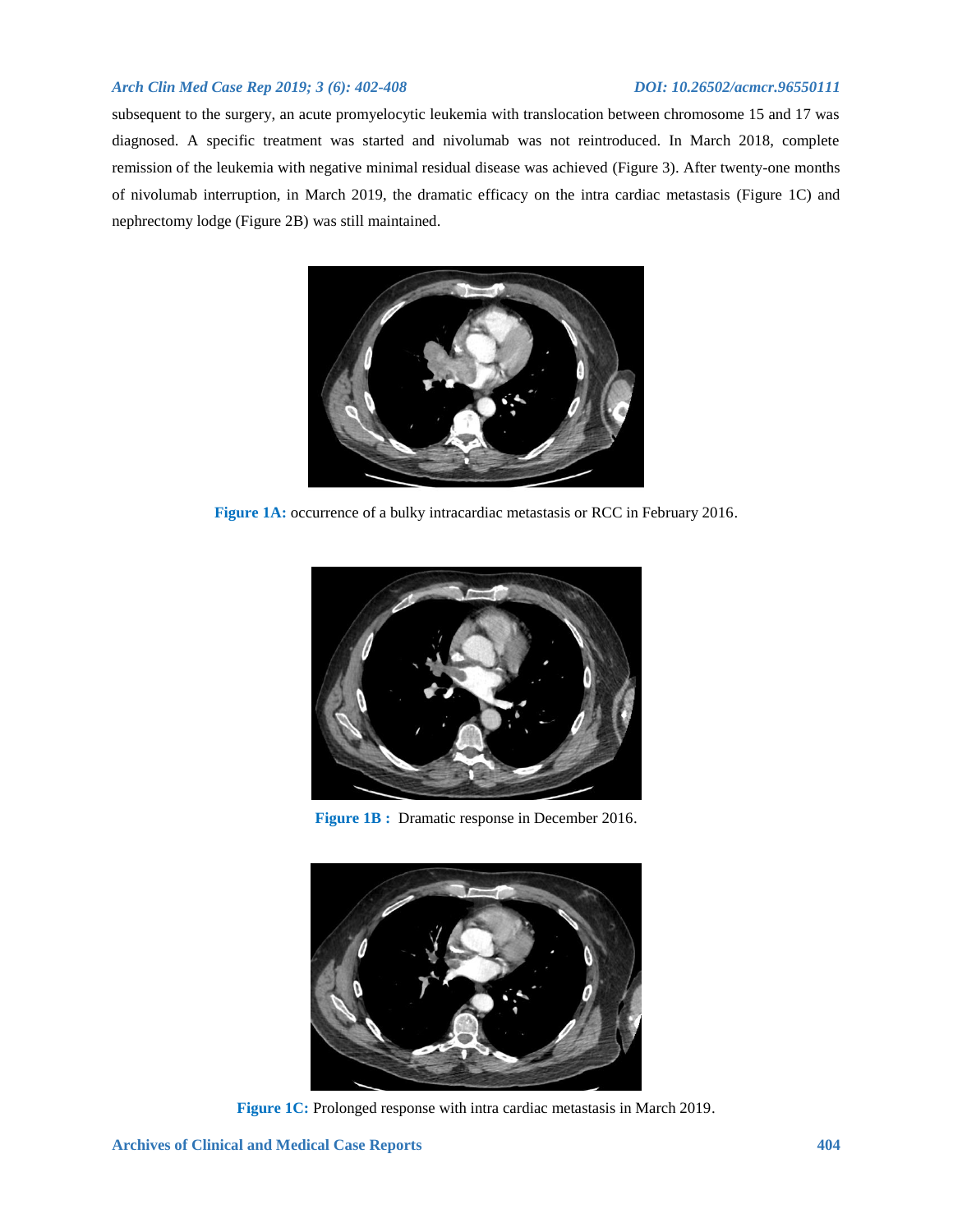subsequent to the surgery, an acute promyelocytic leukemia with translocation between chromosome 15 and 17 was diagnosed. A specific treatment was started and nivolumab was not reintroduced. In March 2018, complete remission of the leukemia with negative minimal residual disease was achieved (Figure 3). After twenty-one months of nivolumab interruption, in March 2019, the dramatic efficacy on the intra cardiac metastasis (Figure 1C) and nephrectomy lodge (Figure 2B) was still maintained.

**Figure 1A:** occurrence of a bulky intracardiac metastasis or RCC in February 2016.

**Figure 1B :** Dramatic response in December 2016.

**Figure 1C:** Prolonged response with intra cardiac metastasis in March 2019.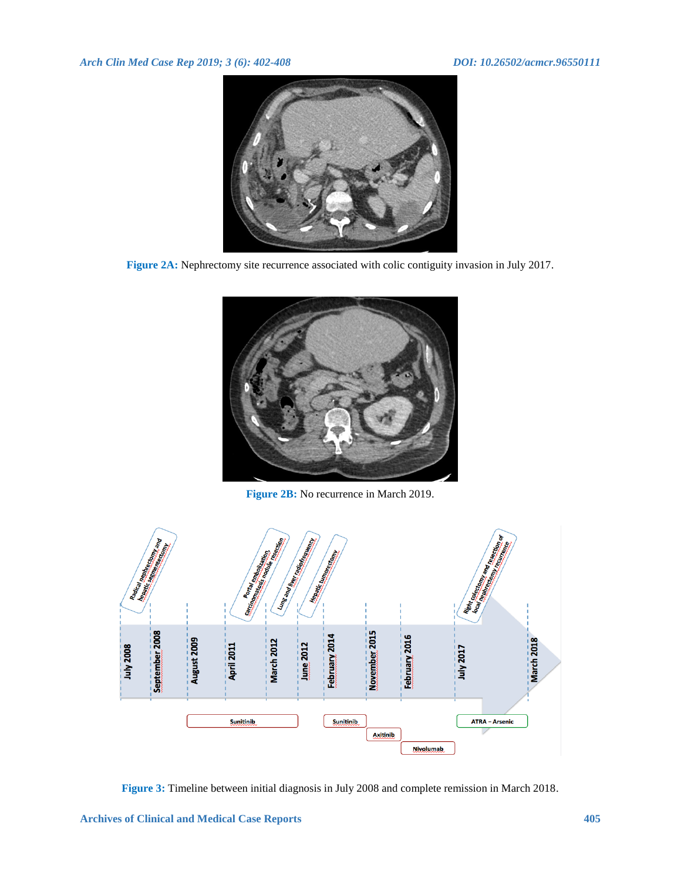Figure 2A: Nephrectomy site recurrence associated with colic contiguity invasion in July 2017.

Figure 2B: No recurrence in March 2019.

Figure 3: Timeline between initial diagnosis in July 2008 and complete remission in March 2018.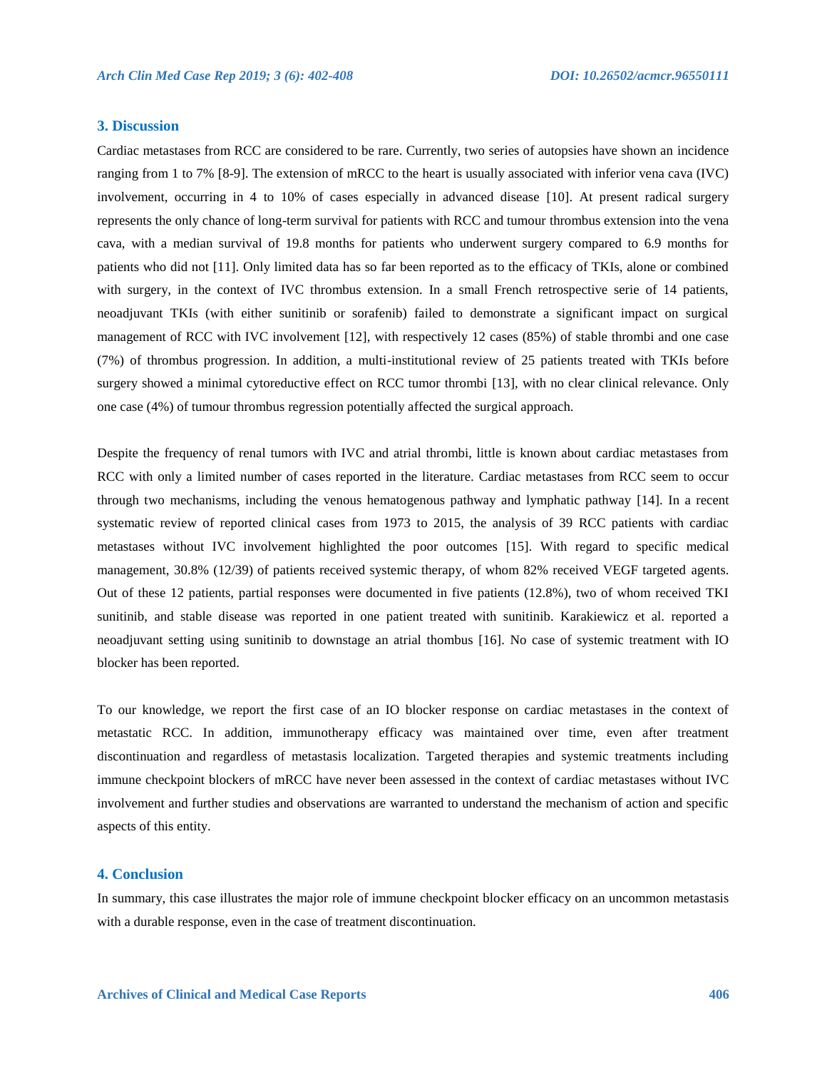## 3. Discussion

Cardiac metastases from RCC are considered to be rare. Currently, two series of autopsies have shown an incidence ranging from 1 to 7% [8-9]. The extension of mRCC to the heart is usually associated with inferior vena cava (IVC) involvement, occurring in 4 to 10% of cases especially in advanced disease [10]. At present radical surgery represents the only chance of long-term survival for patients with RCC and tumour thrombus extension into the vena cava, with a median survival of 19.8 months for patients who underwent surgery compared to 6.9 months for patients who did not [11]. Only limited data has so far been reported as to the efficacy of TKIs, alone or combined with surgery, in the context of IVC thrombus extension. In a small French retrospective serie of 14 patients, neoadjuvant TKIs (with either sunitinib or sorafenib) failed to demonstrate a significant impact on surgical management of RCC with IVC involvement [12], with respectively 12 cases (85%) of stable thrombi and one case (7%) of thrombus progression. In addition, a multi-institutional review of 25 patients treated with TKIs before surgery showed a minimal cytoreductive effect on RCC tumor thrombi [13], with no clear clinical relevance. Only one case (4%) of tumour thrombus regression potentially affected the surgical approach.

Despite the frequency of renal tumors with IVC and atrial thrombi, little is known about cardiac metastases from RCC with only a limited number of cases reported in the literature. Cardiac metastases from RCC seem to occur through two mechanisms, including the venous hematogenous pathway and lymphatic pathway [14]. In a recent systematic review of reported clinical cases from 1973 to 2015, the analysis of 39 RCC patients with cardiac metastases without IVC involvement highlighted the poor outcomes [15]. With regard to specific medical management, 30.8% (12/39) of patients received systemic therapy, of whom 82% received VEGF targeted agents. Out of these 12 patients, partial responses were documented in five patients (12.8%), two of whom received TKI sunitinib, and stable disease was reported in one patient treated with sunitinib. Karakiewicz et al. reported a neoadjuvant setting using sunitinib to downstage an atrial thombus [16]. No case of systemic treatment with IO blocker has been reported.

To our knowledge, we report the first case of an IO blocker response on cardiac metastases in the context of metastatic RCC. In addition, immunotherapy efficacy was maintained over time, even after treatment discontinuation and regardless of metastasis localization. Targeted therapies and systemic treatments including immune checkpoint blockers of mRCC have never been assessed in the context of cardiac metastases without IVC involvement and further studies and observations are warranted to understand the mechanism of action and specific aspects of this entity.

## 4. Conclusion

In summary, this case illustrates the major role of immune checkpoint blocker efficacy on an uncommon metastasis with a durable response, even in the case of treatment discontinuation.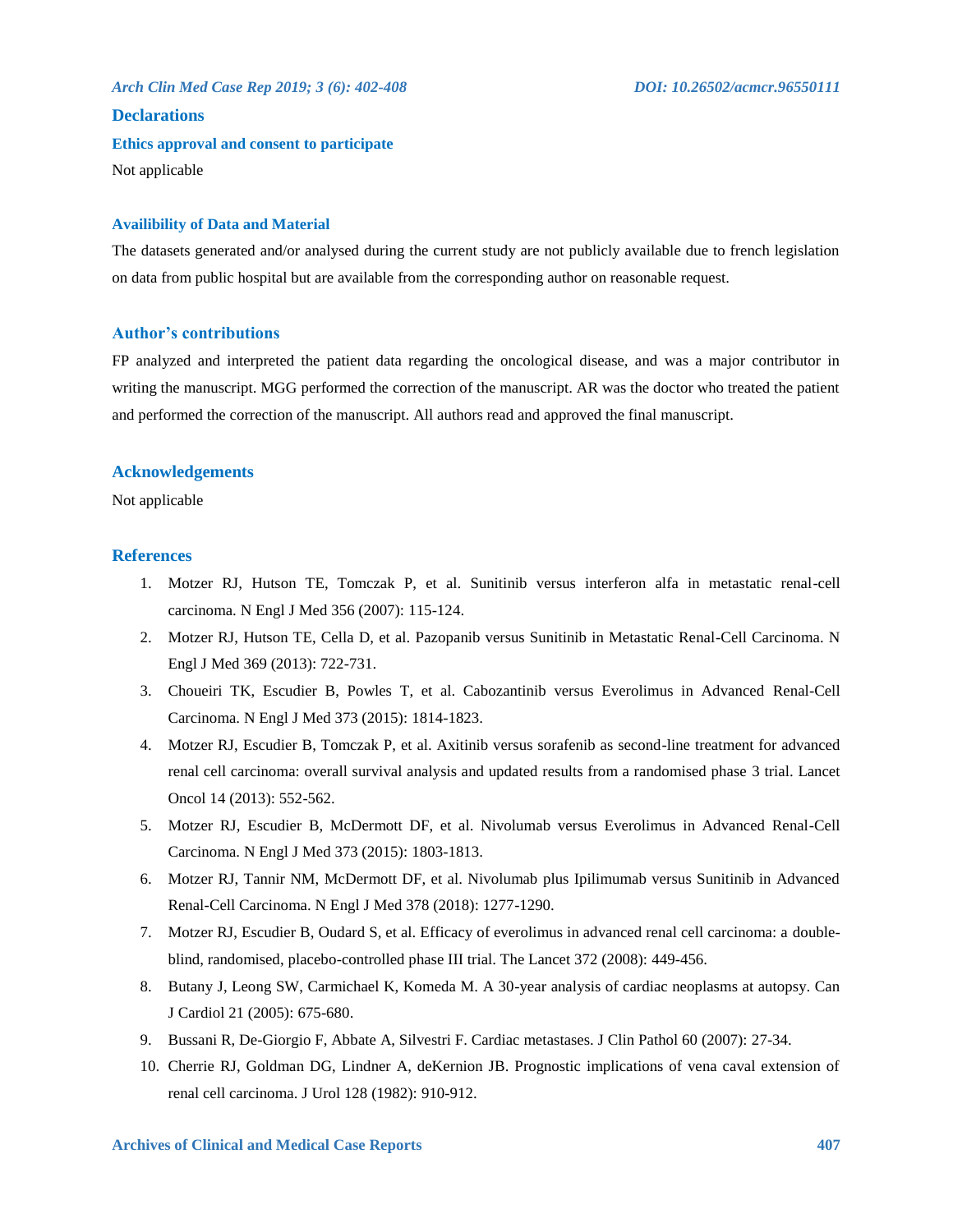## Declarations

### Ethics approval and consent to participate

Not applicable

### Availibility of Data and Material

The datasets generated and/or analysed during the current study are not publicly available due to french legislation on data from public hospital but are available from the corresponding author on reasonable request.

## Author's contributions

FP analyzed and interpreted the patient data regarding the oncological disease, and was a major contributor in writing the manuscript. MGG performed the correction of the manuscript. AR was the doctor who treated the patient and performed the correction of the manuscript. All authors read and approved the final manuscript.

## Acknowledgements

Not applicable

## References

1. Motzer RJ, Hutson TE, Tomczak P, et al. Sunitinib versus interferon alfa in metastatic renal-cell carcinoma. N Engl J Med 356 (2007): 115-124.
2. Motzer RJ, Hutson TE, Cella D, et al. Pazopanib versus Sunitinib in Metastatic Renal-Cell Carcinoma. N Engl J Med 369 (2013): 722-731.
3. Choueiri TK, Escudier B, Powles T, et al. Cabozantinib versus Everolimus in Advanced Renal-Cell Carcinoma. N Engl J Med 373 (2015): 1814-1823.
4. Motzer RJ, Escudier B, Tomczak P, et al. Axitinib versus sorafenib as second-line treatment for advanced renal cell carcinoma: overall survival analysis and updated results from a randomised phase 3 trial. Lancet Oncol 14 (2013): 552-562.
5. Motzer RJ, Escudier B, McDermott DF, et al. Nivolumab versus Everolimus in Advanced Renal-Cell Carcinoma. N Engl J Med 373 (2015): 1803-1813.
6. Motzer RJ, Tannir NM, McDermott DF, et al. Nivolumab plus Ipilimumab versus Sunitinib in Advanced Renal-Cell Carcinoma. N Engl J Med 378 (2018): 1277-1290.
7. Motzer RJ, Escudier B, Oudard S, et al. Efficacy of everolimus in advanced renal cell carcinoma: a double-blind, randomised, placebo-controlled phase III trial. The Lancet 372 (2008): 449-456.
8. Butany J, Leong SW, Carmichael K, Komeda M. A 30-year analysis of cardiac neoplasms at autopsy. Can J Cardiol 21 (2005): 675-680.
9. Bussani R, De-Giorgio F, Abbate A, Silvestri F. Cardiac metastases. J Clin Pathol 60 (2007): 27-34.
10. Cherrie RJ, Goldman DG, Lindner A, deKernion JB. Prognostic implications of vena caval extension of renal cell carcinoma. J Urol 128 (1982): 910-912.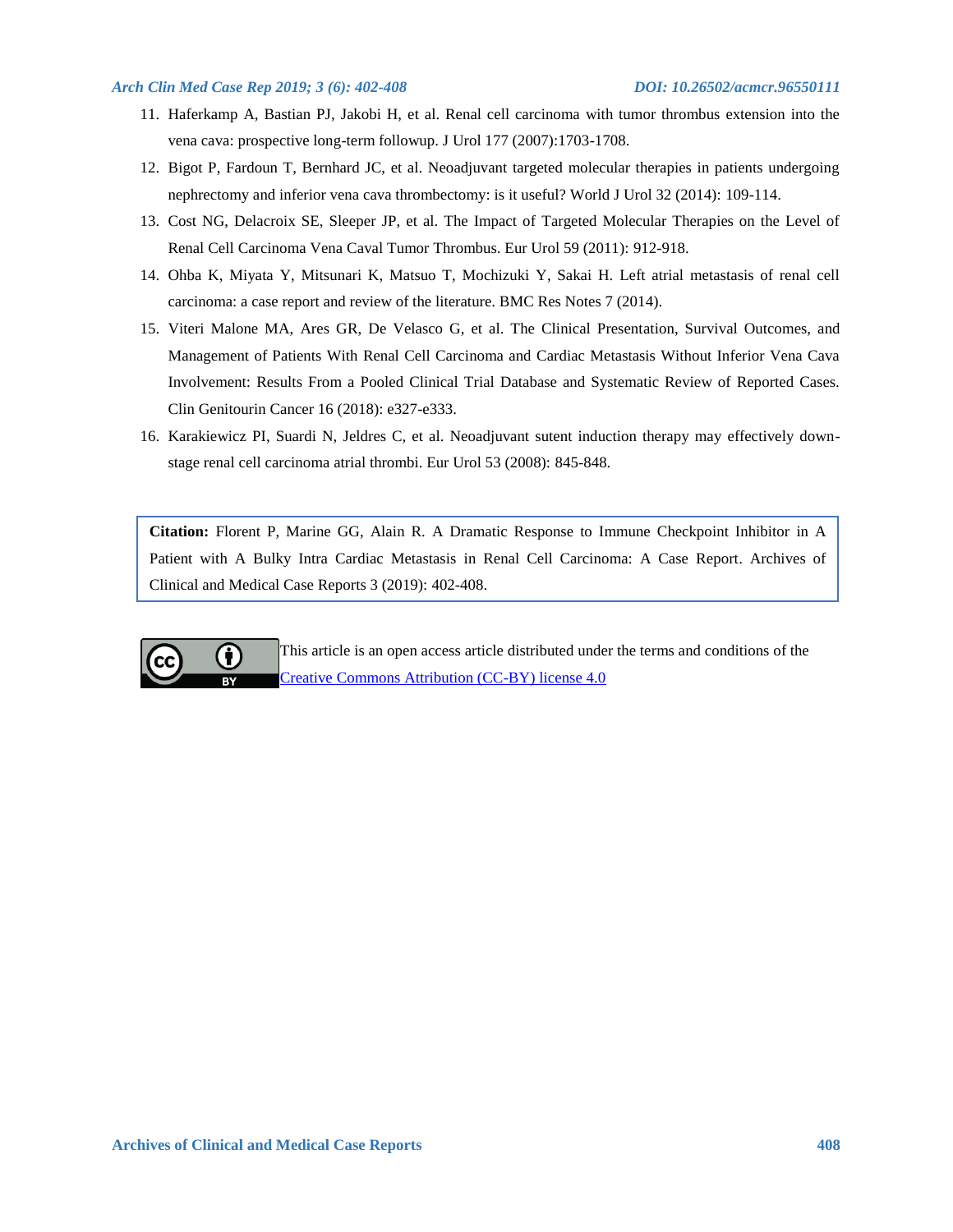11. Haferkamp A, Bastian PJ, Jakobi H, et al. Renal cell carcinoma with tumor thrombus extension into the vena cava: prospective long-term followup. J Urol 177 (2007):1703-1708.
12. Bigot P, Fardoun T, Bernhard JC, et al. Neoadjuvant targeted molecular therapies in patients undergoing nephrectomy and inferior vena cava thrombectomy: is it useful? World J Urol 32 (2014): 109-114.
13. Cost NG, Delacroix SE, Sleeper JP, et al. The Impact of Targeted Molecular Therapies on the Level of Renal Cell Carcinoma Vena Caval Tumor Thrombus. Eur Urol 59 (2011): 912-918.
14. Ohba K, Miyata Y, Mitsunari K, Matsuo T, Mochizuki Y, Sakai H. Left atrial metastasis of renal cell carcinoma: a case report and review of the literature. BMC Res Notes 7 (2014).
15. Viteri Malone MA, Ares GR, De Velasco G, et al. The Clinical Presentation, Survival Outcomes, and Management of Patients With Renal Cell Carcinoma and Cardiac Metastasis Without Inferior Vena Cava Involvement: Results From a Pooled Clinical Trial Database and Systematic Review of Reported Cases. Clin Genitourin Cancer 16 (2018): e327-e333.
16. Karakiewicz PI, Suardi N, Jeldres C, et al. Neoadjuvant sutent induction therapy may effectively down-stage renal cell carcinoma atrial thrombi. Eur Urol 53 (2008): 845-848.

**Citation:** Florent P, Marine GG, Alain R. A Dramatic Response to Immune Checkpoint Inhibitor in A Patient with A Bulky Intra Cardiac Metastasis in Renal Cell Carcinoma: A Case Report. Archives of Clinical and Medical Case Reports 3 (2019): 402-408.

This article is an open access article distributed under the terms and conditions of the [Creative Commons Attribution (CC-BY) license 4.0]